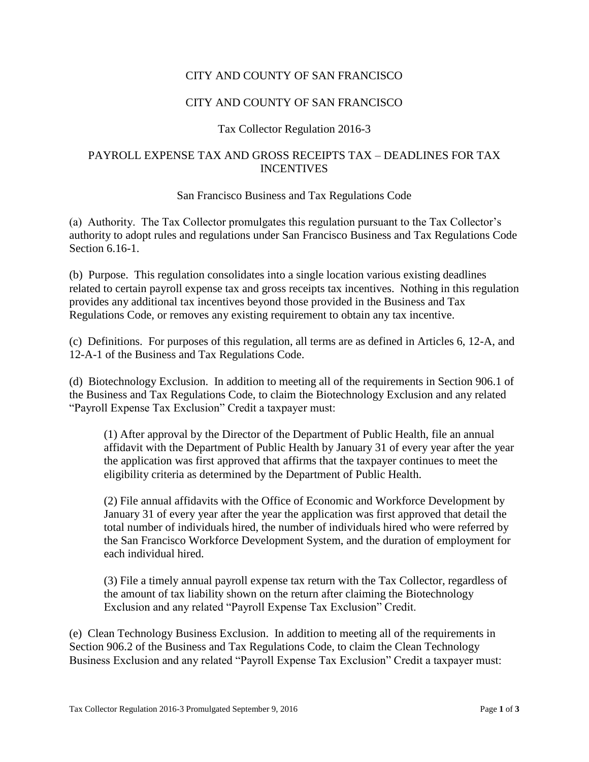CITY AND COUNTY OF SAN FRANCISCO

CITY AND COUNTY OF SAN FRANCISCO

Tax Collector Regulation 2016-3

# PAYROLL EXPENSE TAX AND GROSS RECEIPTS TAX – DEADLINES FOR TAX INCENTIVES

San Francisco Business and Tax Regulations Code

(a) Authority. The Tax Collector promulgates this regulation pursuant to the Tax Collector's authority to adopt rules and regulations under San Francisco Business and Tax Regulations Code Section 6.16-1.

(b) Purpose. This regulation consolidates into a single location various existing deadlines related to certain payroll expense tax and gross receipts tax incentives. Nothing in this regulation provides any additional tax incentives beyond those provided in the Business and Tax Regulations Code, or removes any existing requirement to obtain any tax incentive.

(c) Definitions. For purposes of this regulation, all terms are as defined in Articles 6, 12-A, and 12-A-1 of the Business and Tax Regulations Code.

(d) Biotechnology Exclusion. In addition to meeting all of the requirements in Section 906.1 of the Business and Tax Regulations Code, to claim the Biotechnology Exclusion and any related "Payroll Expense Tax Exclusion" Credit a taxpayer must:

> (1) After approval by the Director of the Department of Public Health, file an annual affidavit with the Department of Public Health by January 31 of every year after the year the application was first approved that affirms that the taxpayer continues to meet the eligibility criteria as determined by the Department of Public Health.
>
> (2) File annual affidavits with the Office of Economic and Workforce Development by January 31 of every year after the year the application was first approved that detail the total number of individuals hired, the number of individuals hired who were referred by the San Francisco Workforce Development System, and the duration of employment for each individual hired.
>
> (3) File a timely annual payroll expense tax return with the Tax Collector, regardless of the amount of tax liability shown on the return after claiming the Biotechnology Exclusion and any related "Payroll Expense Tax Exclusion" Credit.

(e) Clean Technology Business Exclusion. In addition to meeting all of the requirements in Section 906.2 of the Business and Tax Regulations Code, to claim the Clean Technology Business Exclusion and any related "Payroll Expense Tax Exclusion" Credit a taxpayer must: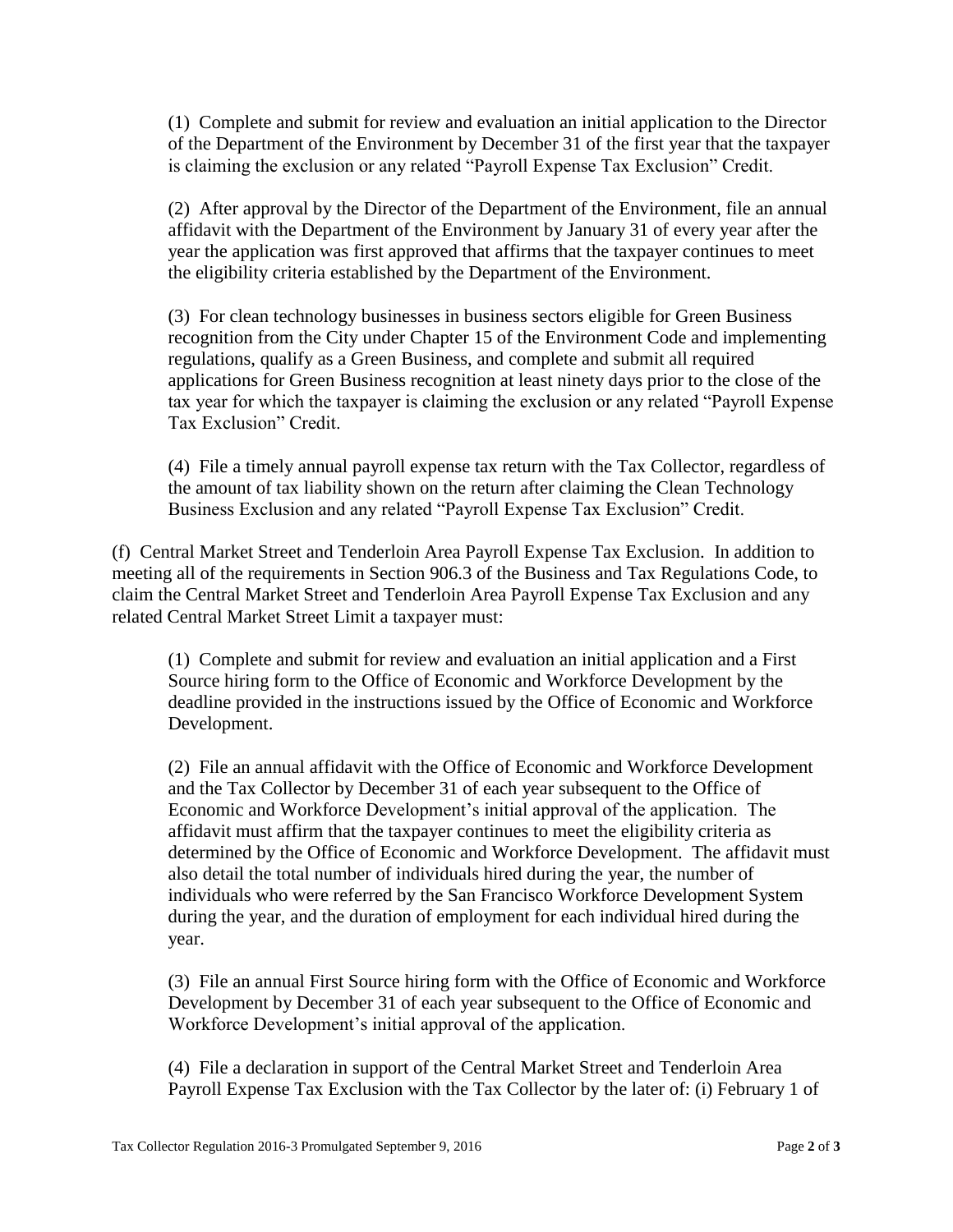(1) Complete and submit for review and evaluation an initial application to the Director of the Department of the Environment by December 31 of the first year that the taxpayer is claiming the exclusion or any related "Payroll Expense Tax Exclusion" Credit.

(2) After approval by the Director of the Department of the Environment, file an annual affidavit with the Department of the Environment by January 31 of every year after the year the application was first approved that affirms that the taxpayer continues to meet the eligibility criteria established by the Department of the Environment.

(3) For clean technology businesses in business sectors eligible for Green Business recognition from the City under Chapter 15 of the Environment Code and implementing regulations, qualify as a Green Business, and complete and submit all required applications for Green Business recognition at least ninety days prior to the close of the tax year for which the taxpayer is claiming the exclusion or any related "Payroll Expense Tax Exclusion" Credit.

(4) File a timely annual payroll expense tax return with the Tax Collector, regardless of the amount of tax liability shown on the return after claiming the Clean Technology Business Exclusion and any related "Payroll Expense Tax Exclusion" Credit.

(f) Central Market Street and Tenderloin Area Payroll Expense Tax Exclusion. In addition to meeting all of the requirements in Section 906.3 of the Business and Tax Regulations Code, to claim the Central Market Street and Tenderloin Area Payroll Expense Tax Exclusion and any related Central Market Street Limit a taxpayer must:

(1) Complete and submit for review and evaluation an initial application and a First Source hiring form to the Office of Economic and Workforce Development by the deadline provided in the instructions issued by the Office of Economic and Workforce Development.

(2) File an annual affidavit with the Office of Economic and Workforce Development and the Tax Collector by December 31 of each year subsequent to the Office of Economic and Workforce Development's initial approval of the application. The affidavit must affirm that the taxpayer continues to meet the eligibility criteria as determined by the Office of Economic and Workforce Development. The affidavit must also detail the total number of individuals hired during the year, the number of individuals who were referred by the San Francisco Workforce Development System during the year, and the duration of employment for each individual hired during the year.

(3) File an annual First Source hiring form with the Office of Economic and Workforce Development by December 31 of each year subsequent to the Office of Economic and Workforce Development's initial approval of the application.

(4) File a declaration in support of the Central Market Street and Tenderloin Area Payroll Expense Tax Exclusion with the Tax Collector by the later of: (i) February 1 of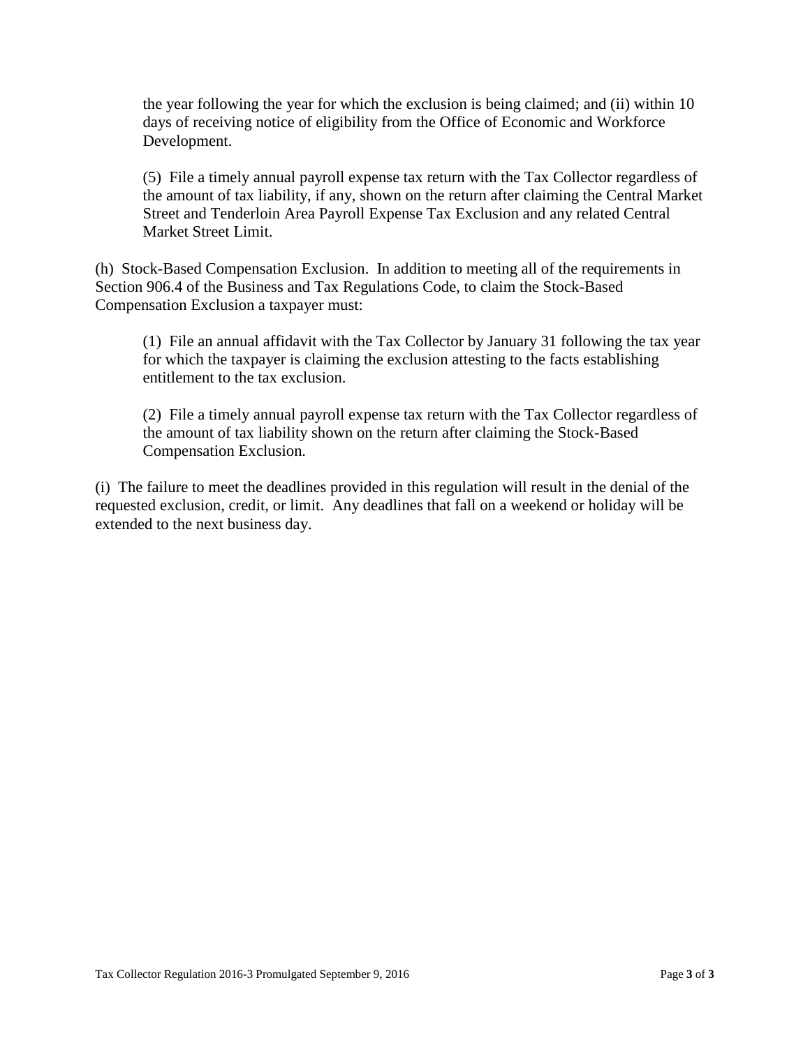the year following the year for which the exclusion is being claimed; and (ii) within 10 days of receiving notice of eligibility from the Office of Economic and Workforce Development.

(5) File a timely annual payroll expense tax return with the Tax Collector regardless of the amount of tax liability, if any, shown on the return after claiming the Central Market Street and Tenderloin Area Payroll Expense Tax Exclusion and any related Central Market Street Limit.

(h) Stock-Based Compensation Exclusion. In addition to meeting all of the requirements in Section 906.4 of the Business and Tax Regulations Code, to claim the Stock-Based Compensation Exclusion a taxpayer must:

(1) File an annual affidavit with the Tax Collector by January 31 following the tax year for which the taxpayer is claiming the exclusion attesting to the facts establishing entitlement to the tax exclusion.

(2) File a timely annual payroll expense tax return with the Tax Collector regardless of the amount of tax liability shown on the return after claiming the Stock-Based Compensation Exclusion.

(i) The failure to meet the deadlines provided in this regulation will result in the denial of the requested exclusion, credit, or limit. Any deadlines that fall on a weekend or holiday will be extended to the next business day.